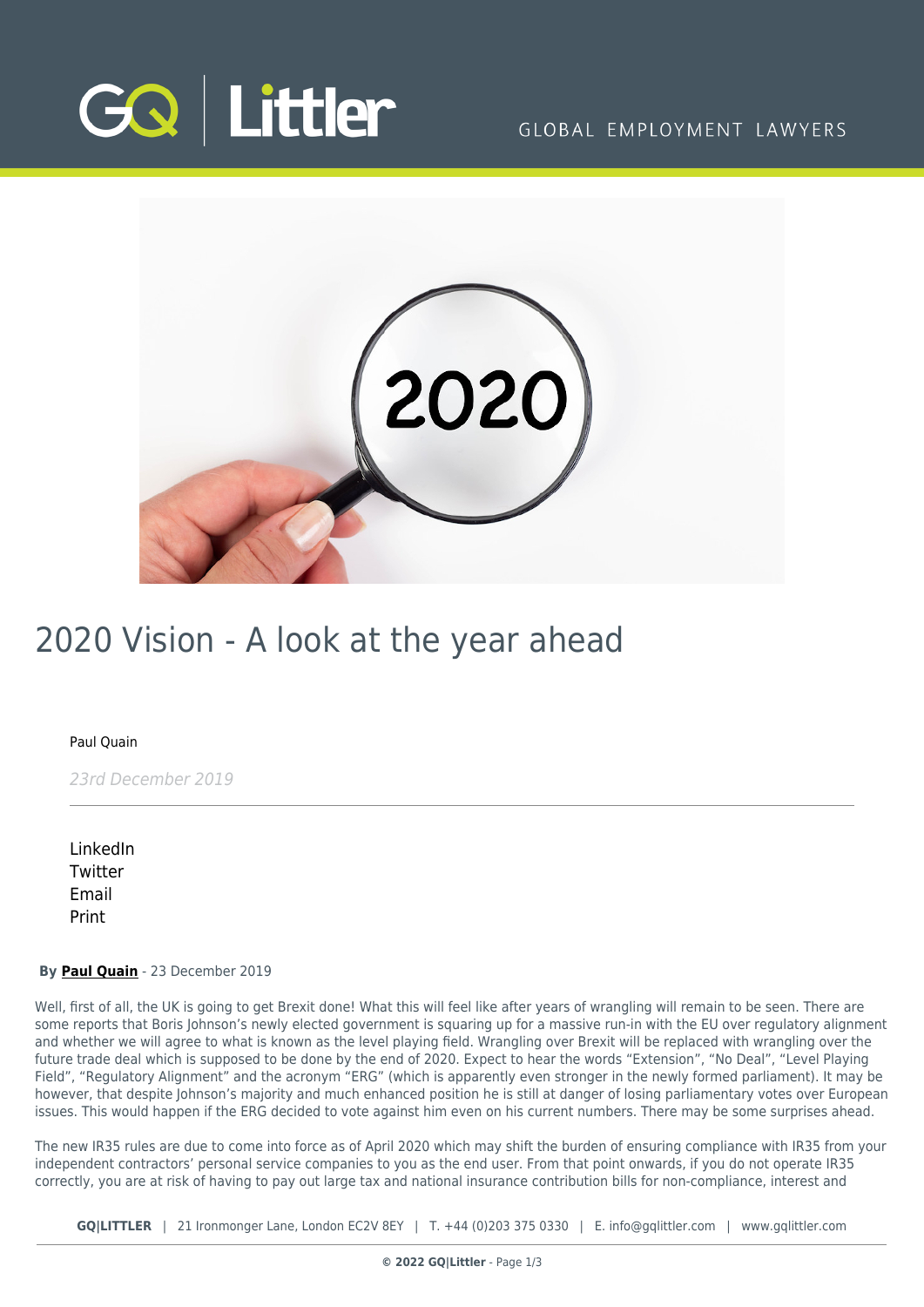# 2020 Vision - A look at the year ahead

Paul Quain

*23rd December 2019*

LinkedIn
Twitter
Email
Print

**By Paul Quain** - 23 December 2019

Well, first of all, the UK is going to get Brexit done! What this will feel like after years of wrangling will remain to be seen. There are some reports that Boris Johnson's newly elected government is squaring up for a massive run-in with the EU over regulatory alignment and whether we will agree to what is known as the level playing field. Wrangling over Brexit will be replaced with wrangling over the future trade deal which is supposed to be done by the end of 2020. Expect to hear the words "Extension", "No Deal", "Level Playing Field", "Regulatory Alignment" and the acronym "ERG" (which is apparently even stronger in the newly formed parliament). It may be however, that despite Johnson's majority and much enhanced position he is still at danger of losing parliamentary votes over European issues. This would happen if the ERG decided to vote against him even on his current numbers. There may be some surprises ahead.

The new IR35 rules are due to come into force as of April 2020 which may shift the burden of ensuring compliance with IR35 from your independent contractors' personal service companies to you as the end user. From that point onwards, if you do not operate IR35 correctly, you are at risk of having to pay out large tax and national insurance contribution bills for non-compliance, interest and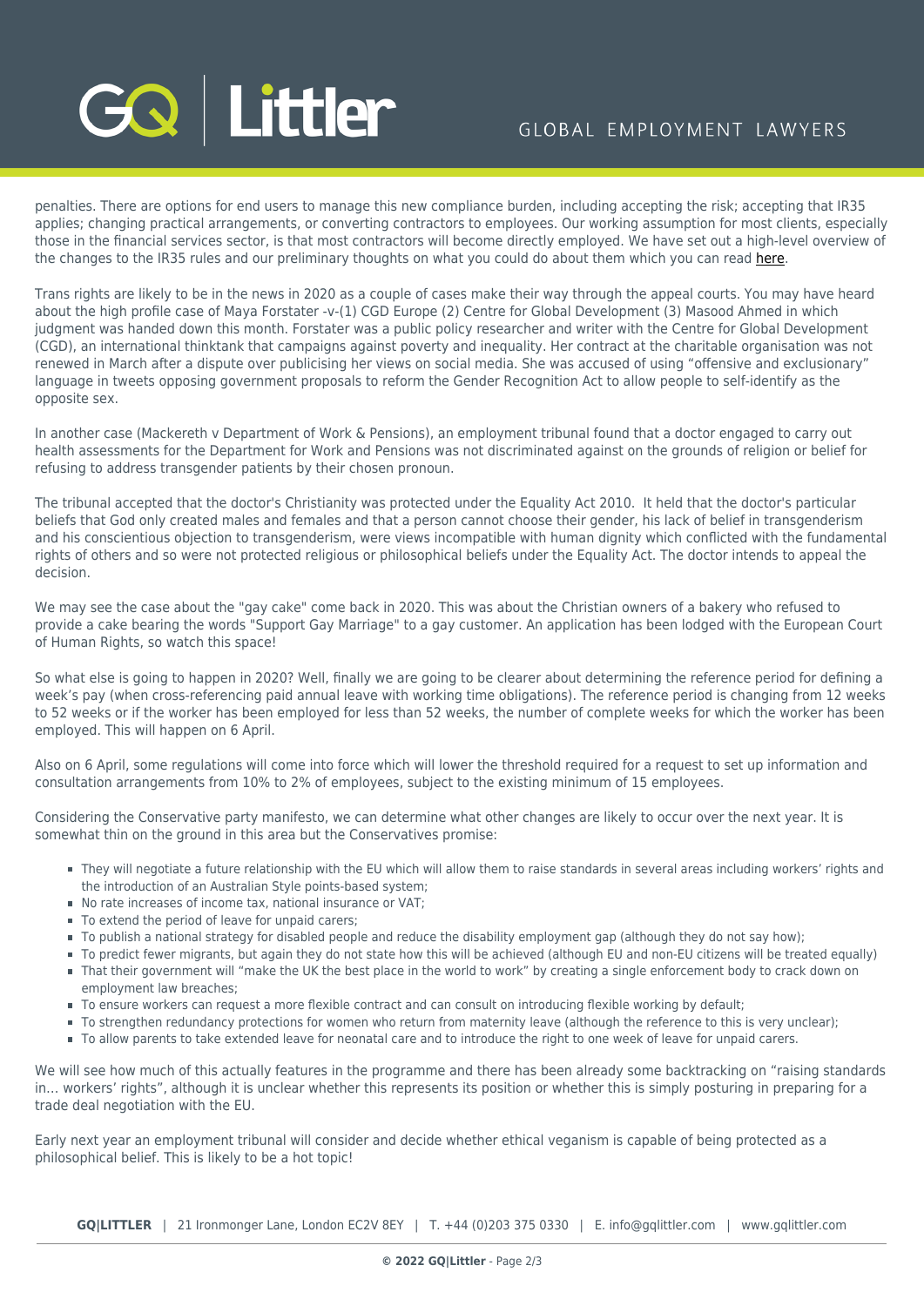penalties. There are options for end users to manage this new compliance burden, including accepting the risk; accepting that IR35 applies; changing practical arrangements, or converting contractors to employees. Our working assumption for most clients, especially those in the financial services sector, is that most contractors will become directly employed. We have set out a high-level overview of the changes to the IR35 rules and our preliminary thoughts on what you could do about them which you can read here.

Trans rights are likely to be in the news in 2020 as a couple of cases make their way through the appeal courts. You may have heard about the high profile case of Maya Forstater -v-(1) CGD Europe (2) Centre for Global Development (3) Masood Ahmed in which judgment was handed down this month. Forstater was a public policy researcher and writer with the Centre for Global Development (CGD), an international thinktank that campaigns against poverty and inequality. Her contract at the charitable organisation was not renewed in March after a dispute over publicising her views on social media. She was accused of using "offensive and exclusionary" language in tweets opposing government proposals to reform the Gender Recognition Act to allow people to self-identify as the opposite sex.

In another case (Mackereth v Department of Work & Pensions), an employment tribunal found that a doctor engaged to carry out health assessments for the Department for Work and Pensions was not discriminated against on the grounds of religion or belief for refusing to address transgender patients by their chosen pronoun.

The tribunal accepted that the doctor's Christianity was protected under the Equality Act 2010. It held that the doctor's particular beliefs that God only created males and females and that a person cannot choose their gender, his lack of belief in transgenderism and his conscientious objection to transgenderism, were views incompatible with human dignity which conflicted with the fundamental rights of others and so were not protected religious or philosophical beliefs under the Equality Act. The doctor intends to appeal the decision.

We may see the case about the "gay cake" come back in 2020. This was about the Christian owners of a bakery who refused to provide a cake bearing the words "Support Gay Marriage" to a gay customer. An application has been lodged with the European Court of Human Rights, so watch this space!

So what else is going to happen in 2020? Well, finally we are going to be clearer about determining the reference period for defining a week's pay (when cross-referencing paid annual leave with working time obligations). The reference period is changing from 12 weeks to 52 weeks or if the worker has been employed for less than 52 weeks, the number of complete weeks for which the worker has been employed. This will happen on 6 April.

Also on 6 April, some regulations will come into force which will lower the threshold required for a request to set up information and consultation arrangements from 10% to 2% of employees, subject to the existing minimum of 15 employees.

Considering the Conservative party manifesto, we can determine what other changes are likely to occur over the next year. It is somewhat thin on the ground in this area but the Conservatives promise:

- They will negotiate a future relationship with the EU which will allow them to raise standards in several areas including workers' rights and the introduction of an Australian Style points-based system;
- No rate increases of income tax, national insurance or VAT;
- To extend the period of leave for unpaid carers;
- To publish a national strategy for disabled people and reduce the disability employment gap (although they do not say how);
- To predict fewer migrants, but again they do not state how this will be achieved (although EU and non-EU citizens will be treated equally)
- That their government will "make the UK the best place in the world to work" by creating a single enforcement body to crack down on employment law breaches;
- To ensure workers can request a more flexible contract and can consult on introducing flexible working by default;
- To strengthen redundancy protections for women who return from maternity leave (although the reference to this is very unclear);
- To allow parents to take extended leave for neonatal care and to introduce the right to one week of leave for unpaid carers.

We will see how much of this actually features in the programme and there has been already some backtracking on "raising standards in… workers' rights", although it is unclear whether this represents its position or whether this is simply posturing in preparing for a trade deal negotiation with the EU.

Early next year an employment tribunal will consider and decide whether ethical veganism is capable of being protected as a philosophical belief. This is likely to be a hot topic!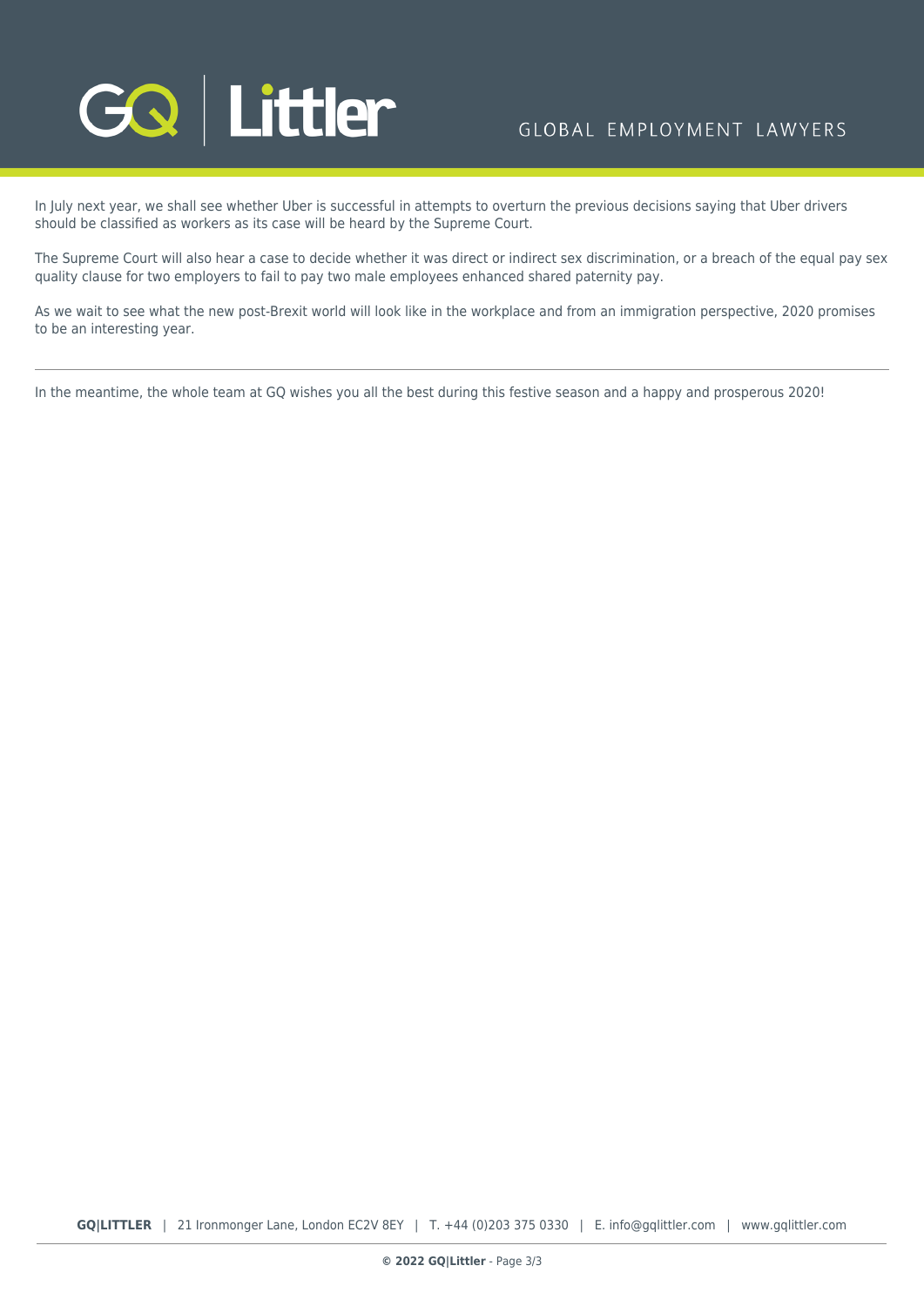In July next year, we shall see whether Uber is successful in attempts to overturn the previous decisions saying that Uber drivers should be classified as workers as its case will be heard by the Supreme Court.

The Supreme Court will also hear a case to decide whether it was direct or indirect sex discrimination, or a breach of the equal pay sex quality clause for two employers to fail to pay two male employees enhanced shared paternity pay.

As we wait to see what the new post-Brexit world will look like in the workplace and from an immigration perspective, 2020 promises to be an interesting year.

---

In the meantime, the whole team at GQ wishes you all the best during this festive season and a happy and prosperous 2020!